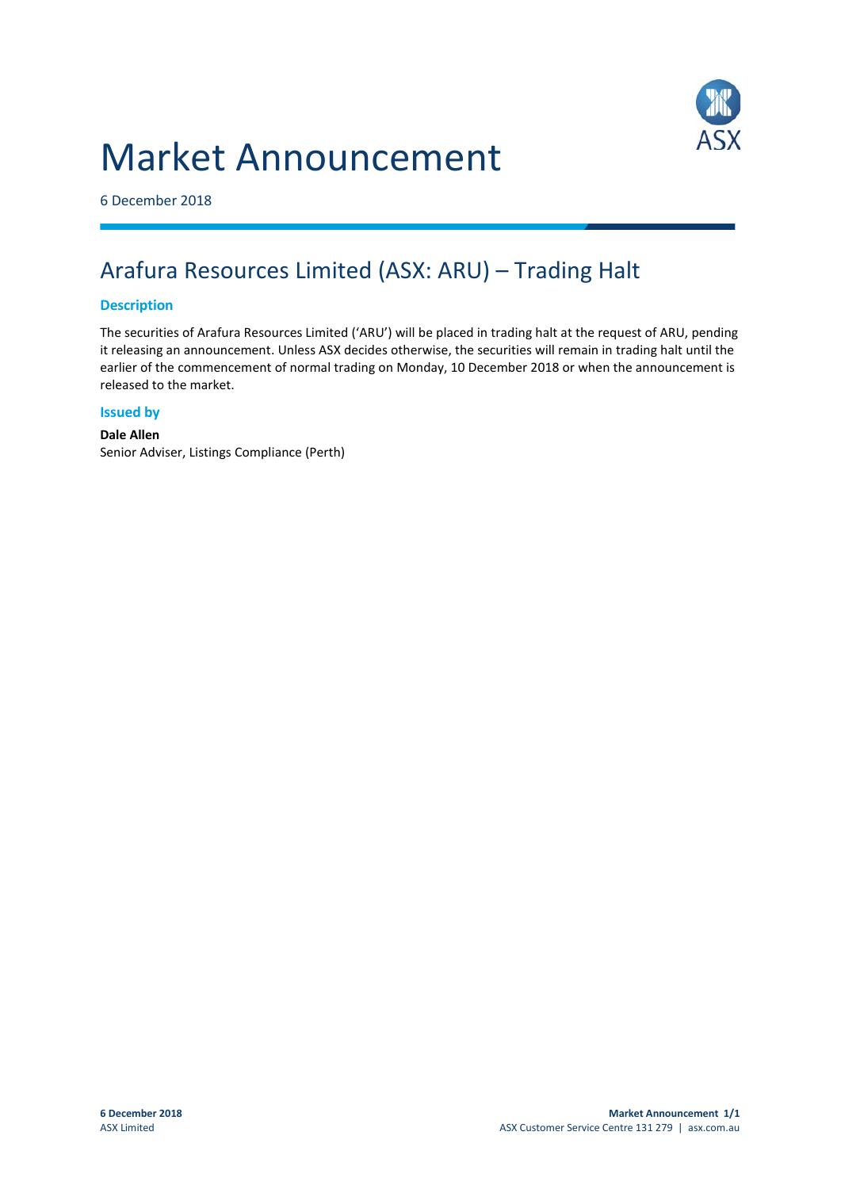# Market Announcement

6 December 2018

## Arafura Resources Limited (ASX: ARU) – Trading Halt

### Description

The securities of Arafura Resources Limited ('ARU') will be placed in trading halt at the request of ARU, pending it releasing an announcement. Unless ASX decides otherwise, the securities will remain in trading halt until the earlier of the commencement of normal trading on Monday, 10 December 2018 or when the announcement is released to the market.

### Issued by

**Dale Allen**
Senior Adviser, Listings Compliance (Perth)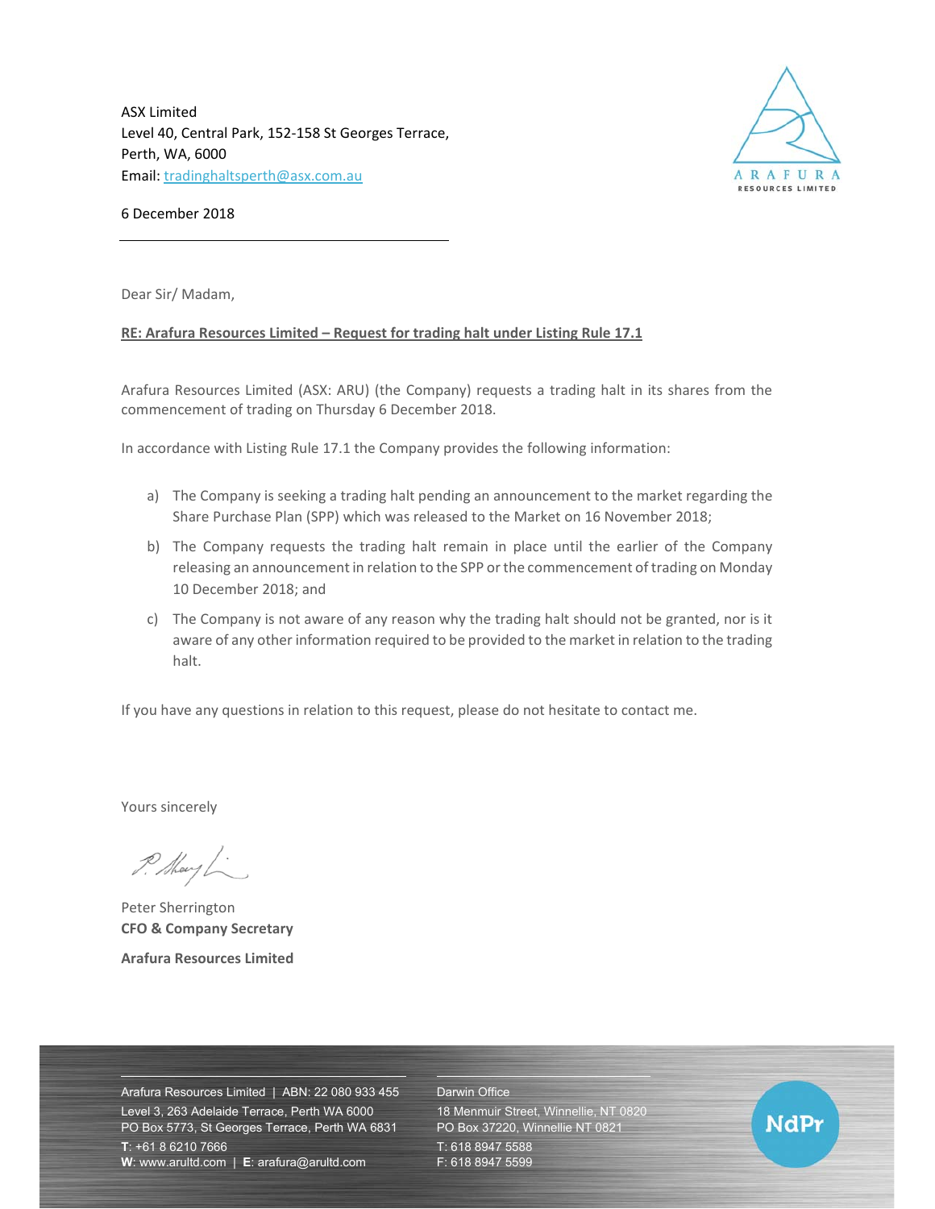ASX Limited
Level 40, Central Park, 152-158 St Georges Terrace,
Perth, WA, 6000
Email: tradinghaltsperth@asx.com.au

6 December 2018

Dear Sir/ Madam,

**RE: Arafura Resources Limited – Request for trading halt under Listing Rule 17.1**

Arafura Resources Limited (ASX: ARU) (the Company) requests a trading halt in its shares from the commencement of trading on Thursday 6 December 2018.

In accordance with Listing Rule 17.1 the Company provides the following information:

a) The Company is seeking a trading halt pending an announcement to the market regarding the Share Purchase Plan (SPP) which was released to the Market on 16 November 2018;

b) The Company requests the trading halt remain in place until the earlier of the Company releasing an announcement in relation to the SPP or the commencement of trading on Monday 10 December 2018; and

c) The Company is not aware of any reason why the trading halt should not be granted, nor is it aware of any other information required to be provided to the market in relation to the trading halt.

If you have any questions in relation to this request, please do not hesitate to contact me.

Yours sincerely

Peter Sherrington
**CFO & Company Secretary**

**Arafura Resources Limited**

Arafura Resources Limited | ABN: 22 080 933 455
Level 3, 263 Adelaide Terrace, Perth WA 6000
PO Box 5773, St Georges Terrace, Perth WA 6831
**T**: +61 8 6210 7666
**W**: www.arultd.com | **E**: arafura@arultd.com

Darwin Office
18 Menmuir Street, Winnellie, NT 0820
PO Box 37220, Winnellie NT 0821
T: 618 8947 5588
F: 618 8947 5599